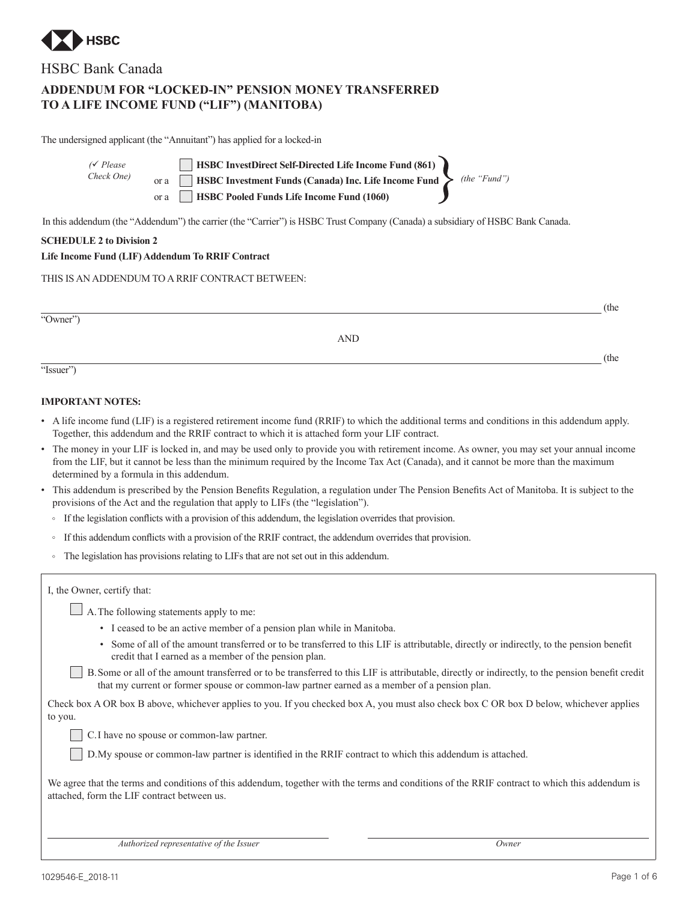HSBC

HSBC Bank Canada

# ADDENDUM FOR "LOCKED-IN" PENSION MONEY TRANSFERRED TO A LIFE INCOME FUND ("LIF") (MANITOBA)

The undersigned applicant (the "Annuitant") has applied for a locked-in

*(✓ Please Check One)*

- ☐ **HSBC InvestDirect Self-Directed Life Income Fund (861)**
- or a ☐ **HSBC Investment Funds (Canada) Inc. Life Income Fund**
- or a ☐ **HSBC Pooled Funds Life Income Fund (1060)**

*(the "Fund")*

In this addendum (the "Addendum") the carrier (the "Carrier") is HSBC Trust Company (Canada) a subsidiary of HSBC Bank Canada.

**SCHEDULE 2 to Division 2**

**Life Income Fund (LIF) Addendum To RRIF Contract**

THIS IS AN ADDENDUM TO A RRIF CONTRACT BETWEEN:

______________________________________________ (the "Owner")

AND

______________________________________________ (the "Issuer")

**IMPORTANT NOTES:**

- A life income fund (LIF) is a registered retirement income fund (RRIF) to which the additional terms and conditions in this addendum apply. Together, this addendum and the RRIF contract to which it is attached form your LIF contract.
- The money in your LIF is locked in, and may be used only to provide you with retirement income. As owner, you may set your annual income from the LIF, but it cannot be less than the minimum required by the Income Tax Act (Canada), and it cannot be more than the maximum determined by a formula in this addendum.
- This addendum is prescribed by the Pension Benefits Regulation, a regulation under The Pension Benefits Act of Manitoba. It is subject to the provisions of the Act and the regulation that apply to LIFs (the "legislation").
  - If the legislation conflicts with a provision of this addendum, the legislation overrides that provision.
  - If this addendum conflicts with a provision of the RRIF contract, the addendum overrides that provision.
  - The legislation has provisions relating to LIFs that are not set out in this addendum.

I, the Owner, certify that:

☐ A. The following statements apply to me:

- I ceased to be an active member of a pension plan while in Manitoba.
- Some of all of the amount transferred or to be transferred to this LIF is attributable, directly or indirectly, to the pension benefit credit that I earned as a member of the pension plan.

☐ B. Some or all of the amount transferred or to be transferred to this LIF is attributable, directly or indirectly, to the pension benefit credit that my current or former spouse or common-law partner earned as a member of a pension plan.

Check box A OR box B above, whichever applies to you. If you checked box A, you must also check box C OR box D below, whichever applies to you.

☐ C. I have no spouse or common-law partner.

☐ D. My spouse or common-law partner is identified in the RRIF contract to which this addendum is attached.

We agree that the terms and conditions of this addendum, together with the terms and conditions of the RRIF contract to which this addendum is attached, form the LIF contract between us.

______________________________ *Authorized representative of the Issuer*

______________________________ *Owner*

1029546-E_2018-11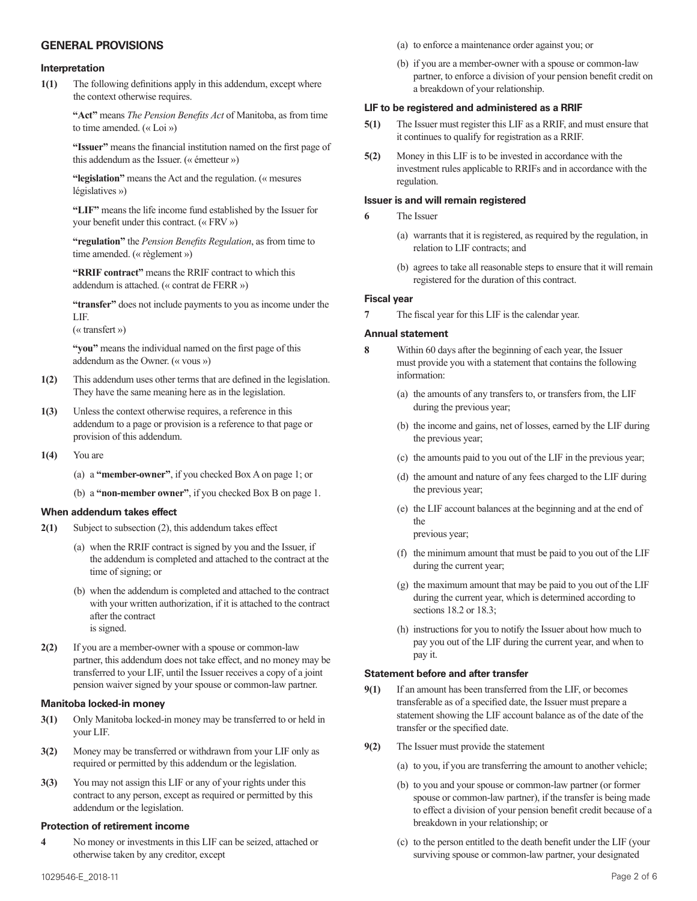## GENERAL PROVISIONS

### Interpretation

**1(1)** The following definitions apply in this addendum, except where the context otherwise requires.

**"Act"** means *The Pension Benefits Act* of Manitoba, as from time to time amended. (« Loi »)

**"Issuer"** means the financial institution named on the first page of this addendum as the Issuer. (« émetteur »)

**"legislation"** means the Act and the regulation. (« mesures législatives »)

**"LIF"** means the life income fund established by the Issuer for your benefit under this contract. (« FRV »)

**"regulation"** the *Pension Benefits Regulation*, as from time to time amended. (« règlement »)

**"RRIF contract"** means the RRIF contract to which this addendum is attached. (« contrat de FERR »)

**"transfer"** does not include payments to you as income under the LIF. (« transfert »)

**"you"** means the individual named on the first page of this addendum as the Owner. (« vous »)

**1(2)** This addendum uses other terms that are defined in the legislation. They have the same meaning here as in the legislation.

**1(3)** Unless the context otherwise requires, a reference in this addendum to a page or provision is a reference to that page or provision of this addendum.

**1(4)** You are

(a) a **"member-owner"**, if you checked Box A on page 1; or

(b) a **"non-member owner"**, if you checked Box B on page 1.

### When addendum takes effect

**2(1)** Subject to subsection (2), this addendum takes effect

(a) when the RRIF contract is signed by you and the Issuer, if the addendum is completed and attached to the contract at the time of signing; or

(b) when the addendum is completed and attached to the contract with your written authorization, if it is attached to the contract after the contract is signed.

**2(2)** If you are a member-owner with a spouse or common-law partner, this addendum does not take effect, and no money may be transferred to your LIF, until the Issuer receives a copy of a joint pension waiver signed by your spouse or common-law partner.

### Manitoba locked-in money

**3(1)** Only Manitoba locked-in money may be transferred to or held in your LIF.

**3(2)** Money may be transferred or withdrawn from your LIF only as required or permitted by this addendum or the legislation.

**3(3)** You may not assign this LIF or any of your rights under this contract to any person, except as required or permitted by this addendum or the legislation.

### Protection of retirement income

**4** No money or investments in this LIF can be seized, attached or otherwise taken by any creditor, except

(a) to enforce a maintenance order against you; or

(b) if you are a member-owner with a spouse or common-law partner, to enforce a division of your pension benefit credit on a breakdown of your relationship.

### LIF to be registered and administered as a RRIF

**5(1)** The Issuer must register this LIF as a RRIF, and must ensure that it continues to qualify for registration as a RRIF.

**5(2)** Money in this LIF is to be invested in accordance with the investment rules applicable to RRIFs and in accordance with the regulation.

### Issuer is and will remain registered

**6** The Issuer

(a) warrants that it is registered, as required by the regulation, in relation to LIF contracts; and

(b) agrees to take all reasonable steps to ensure that it will remain registered for the duration of this contract.

### Fiscal year

**7** The fiscal year for this LIF is the calendar year.

### Annual statement

**8** Within 60 days after the beginning of each year, the Issuer must provide you with a statement that contains the following information:

(a) the amounts of any transfers to, or transfers from, the LIF during the previous year;

(b) the income and gains, net of losses, earned by the LIF during the previous year;

(c) the amounts paid to you out of the LIF in the previous year;

(d) the amount and nature of any fees charged to the LIF during the previous year;

(e) the LIF account balances at the beginning and at the end of the previous year;

(f) the minimum amount that must be paid to you out of the LIF during the current year;

(g) the maximum amount that may be paid to you out of the LIF during the current year, which is determined according to sections 18.2 or 18.3;

(h) instructions for you to notify the Issuer about how much to pay you out of the LIF during the current year, and when to pay it.

### Statement before and after transfer

**9(1)** If an amount has been transferred from the LIF, or becomes transferable as of a specified date, the Issuer must prepare a statement showing the LIF account balance as of the date of the transfer or the specified date.

**9(2)** The Issuer must provide the statement

(a) to you, if you are transferring the amount to another vehicle;

(b) to you and your spouse or common-law partner (or former spouse or common-law partner), if the transfer is being made to effect a division of your pension benefit credit because of a breakdown in your relationship; or

(c) to the person entitled to the death benefit under the LIF (your surviving spouse or common-law partner, your designated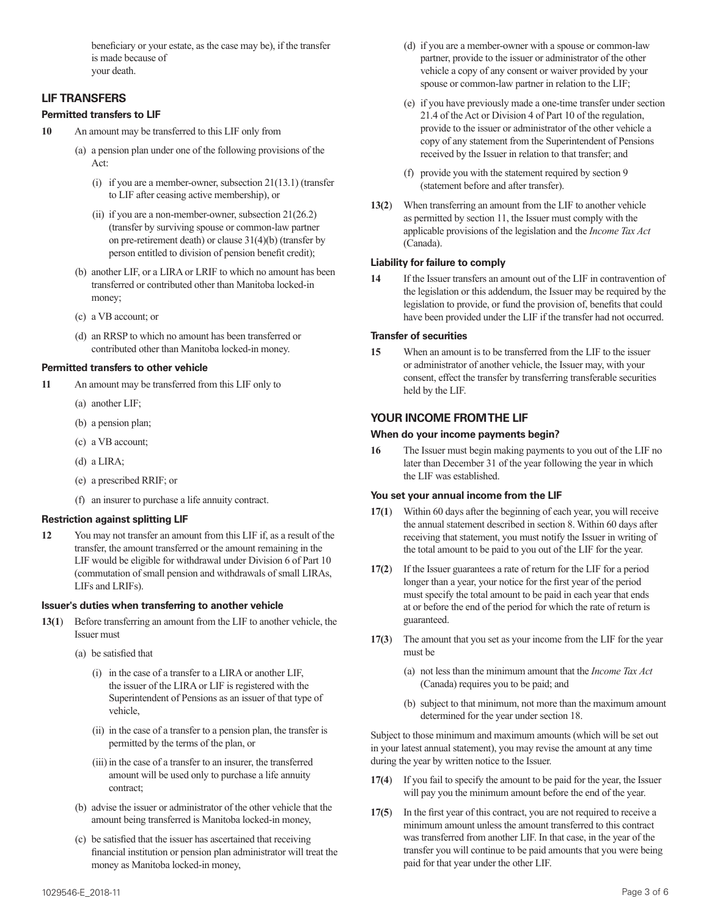beneficiary or your estate, as the case may be), if the transfer is made because of your death.

## LIF TRANSFERS

### Permitted transfers to LIF

**10** An amount may be transferred to this LIF only from

(a) a pension plan under one of the following provisions of the Act:

(i) if you are a member-owner, subsection 21(13.1) (transfer to LIF after ceasing active membership), or

(ii) if you are a non-member-owner, subsection 21(26.2) (transfer by surviving spouse or common-law partner on pre-retirement death) or clause 31(4)(b) (transfer by person entitled to division of pension benefit credit);

(b) another LIF, or a LIRA or LRIF to which no amount has been transferred or contributed other than Manitoba locked-in money;

(c) a VB account; or

(d) an RRSP to which no amount has been transferred or contributed other than Manitoba locked-in money.

### Permitted transfers to other vehicle

**11** An amount may be transferred from this LIF only to

(a) another LIF;

(b) a pension plan;

(c) a VB account;

(d) a LIRA;

(e) a prescribed RRIF; or

(f) an insurer to purchase a life annuity contract.

### Restriction against splitting LIF

**12** You may not transfer an amount from this LIF if, as a result of the transfer, the amount transferred or the amount remaining in the LIF would be eligible for withdrawal under Division 6 of Part 10 (commutation of small pension and withdrawals of small LIRAs, LIFs and LRIFs).

### Issuer's duties when transferring to another vehicle

**13(1)** Before transferring an amount from the LIF to another vehicle, the Issuer must

(a) be satisfied that

(i) in the case of a transfer to a LIRA or another LIF, the issuer of the LIRA or LIF is registered with the Superintendent of Pensions as an issuer of that type of vehicle,

(ii) in the case of a transfer to a pension plan, the transfer is permitted by the terms of the plan, or

(iii) in the case of a transfer to an insurer, the transferred amount will be used only to purchase a life annuity contract;

(b) advise the issuer or administrator of the other vehicle that the amount being transferred is Manitoba locked-in money,

(c) be satisfied that the issuer has ascertained that receiving financial institution or pension plan administrator will treat the money as Manitoba locked-in money,

(d) if you are a member-owner with a spouse or common-law partner, provide to the issuer or administrator of the other vehicle a copy of any consent or waiver provided by your spouse or common-law partner in relation to the LIF;

(e) if you have previously made a one-time transfer under section 21.4 of the Act or Division 4 of Part 10 of the regulation, provide to the issuer or administrator of the other vehicle a copy of any statement from the Superintendent of Pensions received by the Issuer in relation to that transfer; and

(f) provide you with the statement required by section 9 (statement before and after transfer).

**13(2)** When transferring an amount from the LIF to another vehicle as permitted by section 11, the Issuer must comply with the applicable provisions of the legislation and the *Income Tax Act* (Canada).

### Liability for failure to comply

**14** If the Issuer transfers an amount out of the LIF in contravention of the legislation or this addendum, the Issuer may be required by the legislation to provide, or fund the provision of, benefits that could have been provided under the LIF if the transfer had not occurred.

### Transfer of securities

**15** When an amount is to be transferred from the LIF to the issuer or administrator of another vehicle, the Issuer may, with your consent, effect the transfer by transferring transferable securities held by the LIF.

## YOUR INCOME FROM THE LIF

### When do your income payments begin?

**16** The Issuer must begin making payments to you out of the LIF no later than December 31 of the year following the year in which the LIF was established.

### You set your annual income from the LIF

**17(1)** Within 60 days after the beginning of each year, you will receive the annual statement described in section 8. Within 60 days after receiving that statement, you must notify the Issuer in writing of the total amount to be paid to you out of the LIF for the year.

**17(2)** If the Issuer guarantees a rate of return for the LIF for a period longer than a year, your notice for the first year of the period must specify the total amount to be paid in each year that ends at or before the end of the period for which the rate of return is guaranteed.

**17(3)** The amount that you set as your income from the LIF for the year must be

(a) not less than the minimum amount that the *Income Tax Act* (Canada) requires you to be paid; and

(b) subject to that minimum, not more than the maximum amount determined for the year under section 18.

Subject to those minimum and maximum amounts (which will be set out in your latest annual statement), you may revise the amount at any time during the year by written notice to the Issuer.

**17(4)** If you fail to specify the amount to be paid for the year, the Issuer will pay you the minimum amount before the end of the year.

**17(5)** In the first year of this contract, you are not required to receive a minimum amount unless the amount transferred to this contract was transferred from another LIF. In that case, in the year of the transfer you will continue to be paid amounts that you were being paid for that year under the other LIF.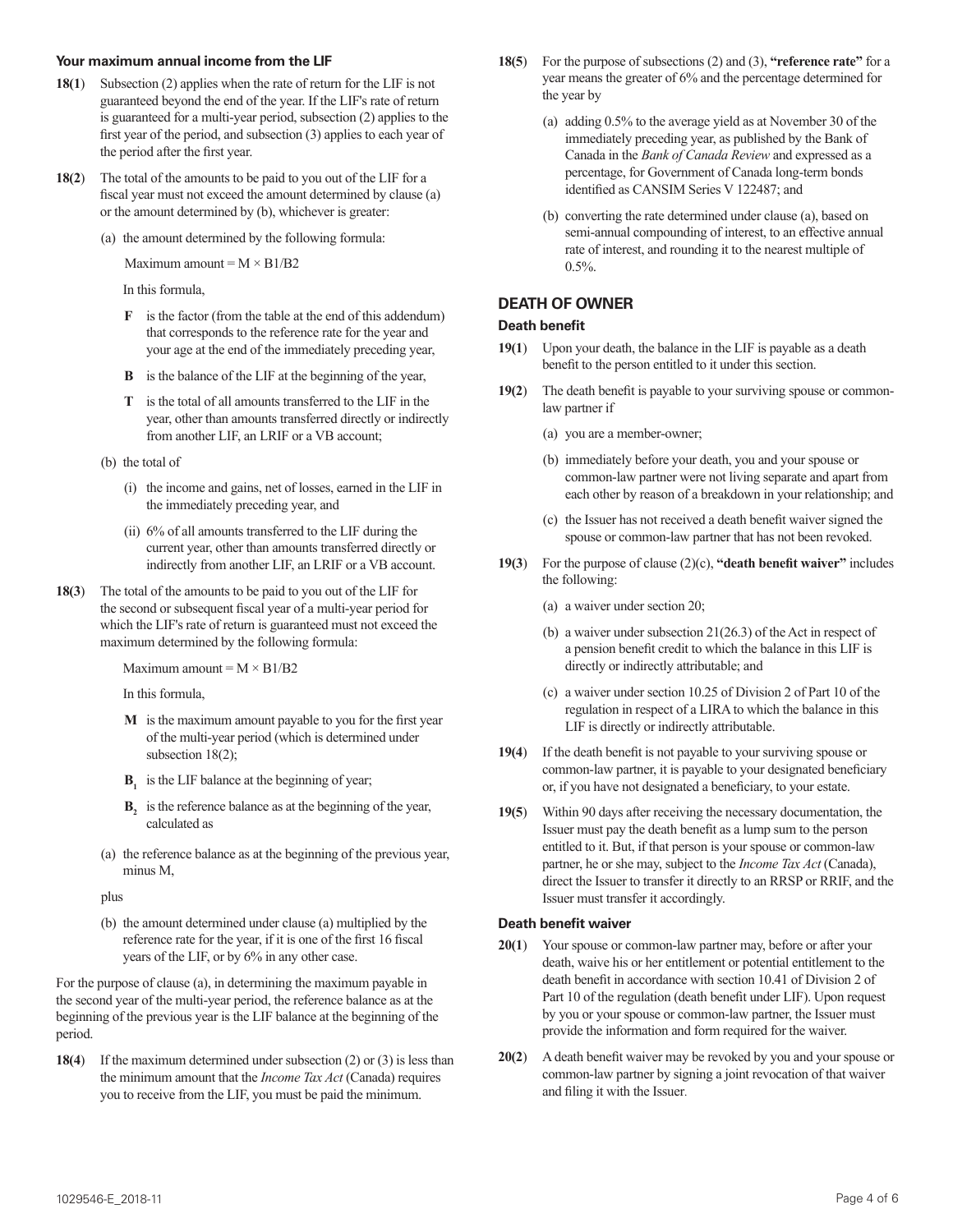### Your maximum annual income from the LIF

**18(1)** Subsection (2) applies when the rate of return for the LIF is not guaranteed beyond the end of the year. If the LIF's rate of return is guaranteed for a multi-year period, subsection (2) applies to the first year of the period, and subsection (3) applies to each year of the period after the first year.

**18(2)** The total of the amounts to be paid to you out of the LIF for a fiscal year must not exceed the amount determined by clause (a) or the amount determined by (b), whichever is greater:

(a) the amount determined by the following formula:

Maximum amount = M × B1/B2

In this formula,

**F** is the factor (from the table at the end of this addendum) that corresponds to the reference rate for the year and your age at the end of the immediately preceding year,

**B** is the balance of the LIF at the beginning of the year,

**T** is the total of all amounts transferred to the LIF in the year, other than amounts transferred directly or indirectly from another LIF, an LRIF or a VB account;

(b) the total of

(i) the income and gains, net of losses, earned in the LIF in the immediately preceding year, and

(ii) 6% of all amounts transferred to the LIF during the current year, other than amounts transferred directly or indirectly from another LIF, an LRIF or a VB account.

**18(3)** The total of the amounts to be paid to you out of the LIF for the second or subsequent fiscal year of a multi-year period for which the LIF's rate of return is guaranteed must not exceed the maximum determined by the following formula:

Maximum amount = M × B1/B2

In this formula,

**M** is the maximum amount payable to you for the first year of the multi-year period (which is determined under subsection 18(2);

$\mathbf{B_1}$ is the LIF balance at the beginning of year;

$\mathbf{B_2}$ is the reference balance as at the beginning of the year, calculated as

(a) the reference balance as at the beginning of the previous year, minus M,

plus

(b) the amount determined under clause (a) multiplied by the reference rate for the year, if it is one of the first 16 fiscal years of the LIF, or by 6% in any other case.

For the purpose of clause (a), in determining the maximum payable in the second year of the multi-year period, the reference balance as at the beginning of the previous year is the LIF balance at the beginning of the period.

**18(4)** If the maximum determined under subsection (2) or (3) is less than the minimum amount that the *Income Tax Act* (Canada) requires you to receive from the LIF, you must be paid the minimum.

**18(5)** For the purpose of subsections (2) and (3), **"reference rate"** for a year means the greater of 6% and the percentage determined for the year by

(a) adding 0.5% to the average yield as at November 30 of the immediately preceding year, as published by the Bank of Canada in the *Bank of Canada Review* and expressed as a percentage, for Government of Canada long-term bonds identified as CANSIM Series V 122487; and

(b) converting the rate determined under clause (a), based on semi-annual compounding of interest, to an effective annual rate of interest, and rounding it to the nearest multiple of 0.5%.

## DEATH OF OWNER

### Death benefit

**19(1)** Upon your death, the balance in the LIF is payable as a death benefit to the person entitled to it under this section.

**19(2)** The death benefit is payable to your surviving spouse or common-law partner if

(a) you are a member-owner;

(b) immediately before your death, you and your spouse or common-law partner were not living separate and apart from each other by reason of a breakdown in your relationship; and

(c) the Issuer has not received a death benefit waiver signed the spouse or common-law partner that has not been revoked.

**19(3)** For the purpose of clause (2)(c), **"death benefit waiver"** includes the following:

(a) a waiver under section 20;

(b) a waiver under subsection 21(26.3) of the Act in respect of a pension benefit credit to which the balance in this LIF is directly or indirectly attributable; and

(c) a waiver under section 10.25 of Division 2 of Part 10 of the regulation in respect of a LIRA to which the balance in this LIF is directly or indirectly attributable.

**19(4)** If the death benefit is not payable to your surviving spouse or common-law partner, it is payable to your designated beneficiary or, if you have not designated a beneficiary, to your estate.

**19(5)** Within 90 days after receiving the necessary documentation, the Issuer must pay the death benefit as a lump sum to the person entitled to it. But, if that person is your spouse or common-law partner, he or she may, subject to the *Income Tax Act* (Canada), direct the Issuer to transfer it directly to an RRSP or RRIF, and the Issuer must transfer it accordingly.

### Death benefit waiver

**20(1)** Your spouse or common-law partner may, before or after your death, waive his or her entitlement or potential entitlement to the death benefit in accordance with section 10.41 of Division 2 of Part 10 of the regulation (death benefit under LIF). Upon request by you or your spouse or common-law partner, the Issuer must provide the information and form required for the waiver.

**20(2)** A death benefit waiver may be revoked by you and your spouse or common-law partner by signing a joint revocation of that waiver and filing it with the Issuer.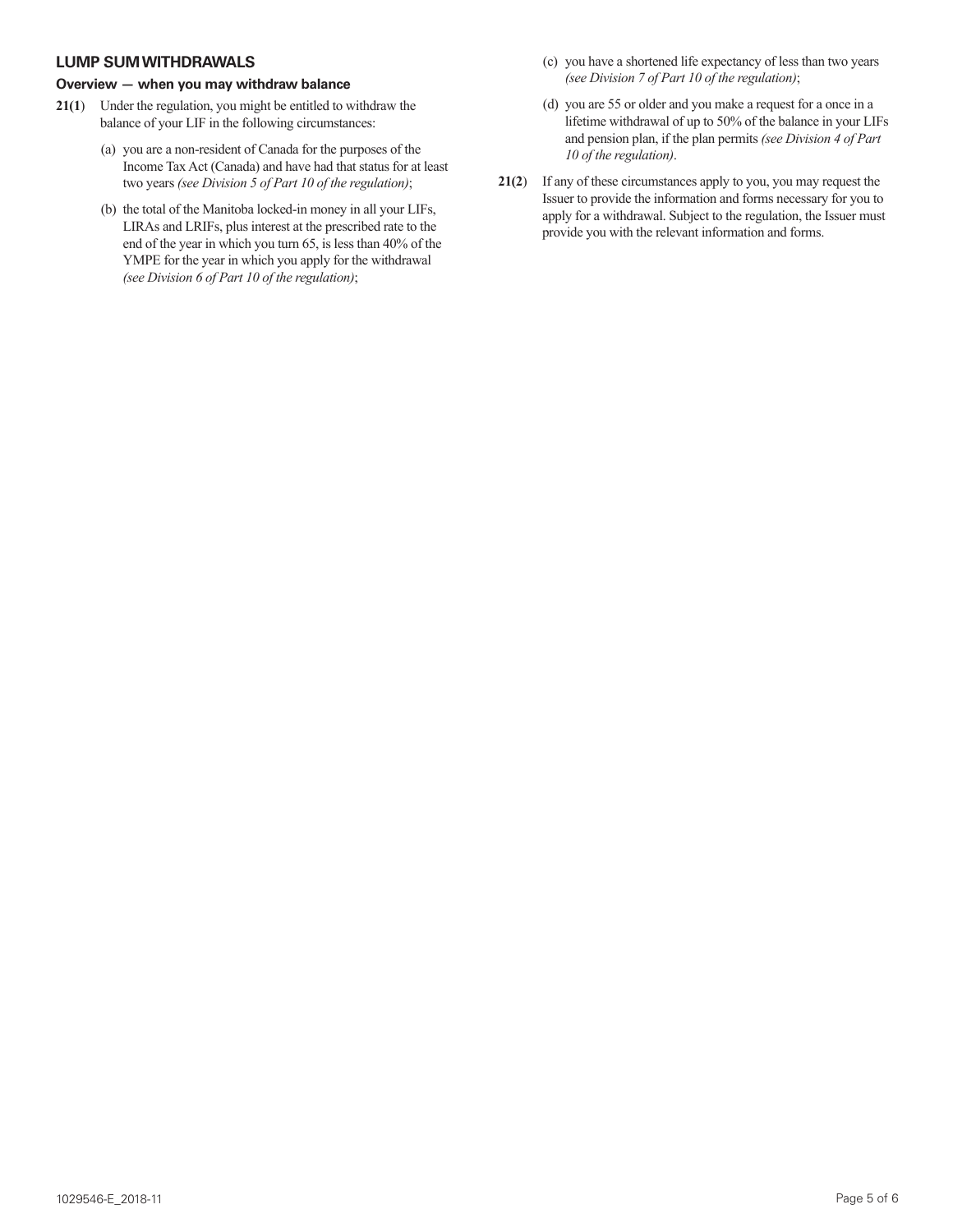## LUMP SUM WITHDRAWALS

### Overview — when you may withdraw balance

**21(1)** Under the regulation, you might be entitled to withdraw the balance of your LIF in the following circumstances:

(a) you are a non-resident of Canada for the purposes of the Income Tax Act (Canada) and have had that status for at least two years *(see Division 5 of Part 10 of the regulation)*;

(b) the total of the Manitoba locked-in money in all your LIFs, LIRAs and LRIFs, plus interest at the prescribed rate to the end of the year in which you turn 65, is less than 40% of the YMPE for the year in which you apply for the withdrawal *(see Division 6 of Part 10 of the regulation)*;

(c) you have a shortened life expectancy of less than two years *(see Division 7 of Part 10 of the regulation)*;

(d) you are 55 or older and you make a request for a once in a lifetime withdrawal of up to 50% of the balance in your LIFs and pension plan, if the plan permits *(see Division 4 of Part 10 of the regulation)*.

**21(2)** If any of these circumstances apply to you, you may request the Issuer to provide the information and forms necessary for you to apply for a withdrawal. Subject to the regulation, the Issuer must provide you with the relevant information and forms.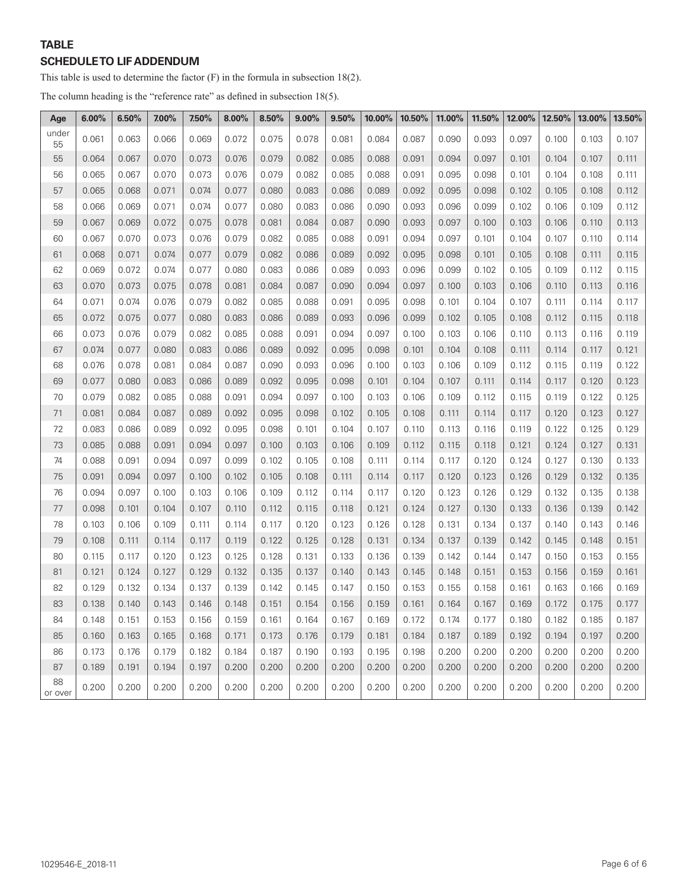## TABLE

## SCHEDULE TO LIF ADDENDUM

This table is used to determine the factor (F) in the formula in subsection 18(2).

The column heading is the "reference rate" as defined in subsection 18(5).

| Age | 6.00% | 6.50% | 7.00% | 7.50% | 8.00% | 8.50% | 9.00% | 9.50% | 10.00% | 10.50% | 11.00% | 11.50% | 12.00% | 12.50% | 13.00% | 13.50% |
|---|---|---|---|---|---|---|---|---|---|---|---|---|---|---|---|---|
| under 55 | 0.061 | 0.063 | 0.066 | 0.069 | 0.072 | 0.075 | 0.078 | 0.081 | 0.084 | 0.087 | 0.090 | 0.093 | 0.097 | 0.100 | 0.103 | 0.107 |
| 55 | 0.064 | 0.067 | 0.070 | 0.073 | 0.076 | 0.079 | 0.082 | 0.085 | 0.088 | 0.091 | 0.094 | 0.097 | 0.101 | 0.104 | 0.107 | 0.111 |
| 56 | 0.065 | 0.067 | 0.070 | 0.073 | 0.076 | 0.079 | 0.082 | 0.085 | 0.088 | 0.091 | 0.095 | 0.098 | 0.101 | 0.104 | 0.108 | 0.111 |
| 57 | 0.065 | 0.068 | 0.071 | 0.074 | 0.077 | 0.080 | 0.083 | 0.086 | 0.089 | 0.092 | 0.095 | 0.098 | 0.102 | 0.105 | 0.108 | 0.112 |
| 58 | 0.066 | 0.069 | 0.071 | 0.074 | 0.077 | 0.080 | 0.083 | 0.086 | 0.090 | 0.093 | 0.096 | 0.099 | 0.102 | 0.106 | 0.109 | 0.112 |
| 59 | 0.067 | 0.069 | 0.072 | 0.075 | 0.078 | 0.081 | 0.084 | 0.087 | 0.090 | 0.093 | 0.097 | 0.100 | 0.103 | 0.106 | 0.110 | 0.113 |
| 60 | 0.067 | 0.070 | 0.073 | 0.076 | 0.079 | 0.082 | 0.085 | 0.088 | 0.091 | 0.094 | 0.097 | 0.101 | 0.104 | 0.107 | 0.110 | 0.114 |
| 61 | 0.068 | 0.071 | 0.074 | 0.077 | 0.079 | 0.082 | 0.086 | 0.089 | 0.092 | 0.095 | 0.098 | 0.101 | 0.105 | 0.108 | 0.111 | 0.115 |
| 62 | 0.069 | 0.072 | 0.074 | 0.077 | 0.080 | 0.083 | 0.086 | 0.089 | 0.093 | 0.096 | 0.099 | 0.102 | 0.105 | 0.109 | 0.112 | 0.115 |
| 63 | 0.070 | 0.073 | 0.075 | 0.078 | 0.081 | 0.084 | 0.087 | 0.090 | 0.094 | 0.097 | 0.100 | 0.103 | 0.106 | 0.110 | 0.113 | 0.116 |
| 64 | 0.071 | 0.074 | 0.076 | 0.079 | 0.082 | 0.085 | 0.088 | 0.091 | 0.095 | 0.098 | 0.101 | 0.104 | 0.107 | 0.111 | 0.114 | 0.117 |
| 65 | 0.072 | 0.075 | 0.077 | 0.080 | 0.083 | 0.086 | 0.089 | 0.093 | 0.096 | 0.099 | 0.102 | 0.105 | 0.108 | 0.112 | 0.115 | 0.118 |
| 66 | 0.073 | 0.076 | 0.079 | 0.082 | 0.085 | 0.088 | 0.091 | 0.094 | 0.097 | 0.100 | 0.103 | 0.106 | 0.110 | 0.113 | 0.116 | 0.119 |
| 67 | 0.074 | 0.077 | 0.080 | 0.083 | 0.086 | 0.089 | 0.092 | 0.095 | 0.098 | 0.101 | 0.104 | 0.108 | 0.111 | 0.114 | 0.117 | 0.121 |
| 68 | 0.076 | 0.078 | 0.081 | 0.084 | 0.087 | 0.090 | 0.093 | 0.096 | 0.100 | 0.103 | 0.106 | 0.109 | 0.112 | 0.115 | 0.119 | 0.122 |
| 69 | 0.077 | 0.080 | 0.083 | 0.086 | 0.089 | 0.092 | 0.095 | 0.098 | 0.101 | 0.104 | 0.107 | 0.111 | 0.114 | 0.117 | 0.120 | 0.123 |
| 70 | 0.079 | 0.082 | 0.085 | 0.088 | 0.091 | 0.094 | 0.097 | 0.100 | 0.103 | 0.106 | 0.109 | 0.112 | 0.115 | 0.119 | 0.122 | 0.125 |
| 71 | 0.081 | 0.084 | 0.087 | 0.089 | 0.092 | 0.095 | 0.098 | 0.102 | 0.105 | 0.108 | 0.111 | 0.114 | 0.117 | 0.120 | 0.123 | 0.127 |
| 72 | 0.083 | 0.086 | 0.089 | 0.092 | 0.095 | 0.098 | 0.101 | 0.104 | 0.107 | 0.110 | 0.113 | 0.116 | 0.119 | 0.122 | 0.125 | 0.129 |
| 73 | 0.085 | 0.088 | 0.091 | 0.094 | 0.097 | 0.100 | 0.103 | 0.106 | 0.109 | 0.112 | 0.115 | 0.118 | 0.121 | 0.124 | 0.127 | 0.131 |
| 74 | 0.088 | 0.091 | 0.094 | 0.097 | 0.099 | 0.102 | 0.105 | 0.108 | 0.111 | 0.114 | 0.117 | 0.120 | 0.124 | 0.127 | 0.130 | 0.133 |
| 75 | 0.091 | 0.094 | 0.097 | 0.100 | 0.102 | 0.105 | 0.108 | 0.111 | 0.114 | 0.117 | 0.120 | 0.123 | 0.126 | 0.129 | 0.132 | 0.135 |
| 76 | 0.094 | 0.097 | 0.100 | 0.103 | 0.106 | 0.109 | 0.112 | 0.114 | 0.117 | 0.120 | 0.123 | 0.126 | 0.129 | 0.132 | 0.135 | 0.138 |
| 77 | 0.098 | 0.101 | 0.104 | 0.107 | 0.110 | 0.112 | 0.115 | 0.118 | 0.121 | 0.124 | 0.127 | 0.130 | 0.133 | 0.136 | 0.139 | 0.142 |
| 78 | 0.103 | 0.106 | 0.109 | 0.111 | 0.114 | 0.117 | 0.120 | 0.123 | 0.126 | 0.128 | 0.131 | 0.134 | 0.137 | 0.140 | 0.143 | 0.146 |
| 79 | 0.108 | 0.111 | 0.114 | 0.117 | 0.119 | 0.122 | 0.125 | 0.128 | 0.131 | 0.134 | 0.137 | 0.139 | 0.142 | 0.145 | 0.148 | 0.151 |
| 80 | 0.115 | 0.117 | 0.120 | 0.123 | 0.125 | 0.128 | 0.131 | 0.133 | 0.136 | 0.139 | 0.142 | 0.144 | 0.147 | 0.150 | 0.153 | 0.155 |
| 81 | 0.121 | 0.124 | 0.127 | 0.129 | 0.132 | 0.135 | 0.137 | 0.140 | 0.143 | 0.145 | 0.148 | 0.151 | 0.153 | 0.156 | 0.159 | 0.161 |
| 82 | 0.129 | 0.132 | 0.134 | 0.137 | 0.139 | 0.142 | 0.145 | 0.147 | 0.150 | 0.153 | 0.155 | 0.158 | 0.161 | 0.163 | 0.166 | 0.169 |
| 83 | 0.138 | 0.140 | 0.143 | 0.146 | 0.148 | 0.151 | 0.154 | 0.156 | 0.159 | 0.161 | 0.164 | 0.167 | 0.169 | 0.172 | 0.175 | 0.177 |
| 84 | 0.148 | 0.151 | 0.153 | 0.156 | 0.159 | 0.161 | 0.164 | 0.167 | 0.169 | 0.172 | 0.174 | 0.177 | 0.180 | 0.182 | 0.185 | 0.187 |
| 85 | 0.160 | 0.163 | 0.165 | 0.168 | 0.171 | 0.173 | 0.176 | 0.179 | 0.181 | 0.184 | 0.187 | 0.189 | 0.192 | 0.194 | 0.197 | 0.200 |
| 86 | 0.173 | 0.176 | 0.179 | 0.182 | 0.184 | 0.187 | 0.190 | 0.193 | 0.195 | 0.198 | 0.200 | 0.200 | 0.200 | 0.200 | 0.200 | 0.200 |
| 87 | 0.189 | 0.191 | 0.194 | 0.197 | 0.200 | 0.200 | 0.200 | 0.200 | 0.200 | 0.200 | 0.200 | 0.200 | 0.200 | 0.200 | 0.200 | 0.200 |
| 88 or over | 0.200 | 0.200 | 0.200 | 0.200 | 0.200 | 0.200 | 0.200 | 0.200 | 0.200 | 0.200 | 0.200 | 0.200 | 0.200 | 0.200 | 0.200 | 0.200 |

1029546-E_2018-11